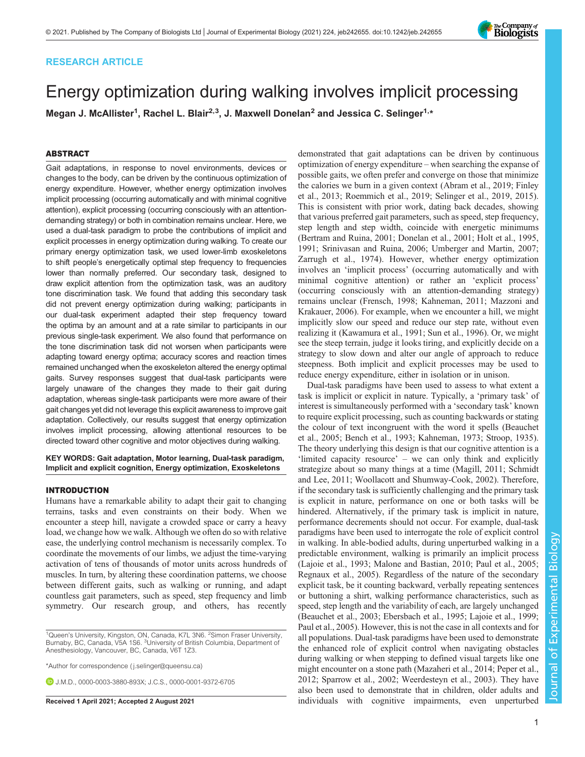RESEARCH ARTICLE

# Energy optimization during walking involves implicit processing

**Megan J. McAllister[1], Rachel L. Blair[2,3], J. Maxwell Donelan[2] and Jessica C. Selinger[1,*]**

## ABSTRACT

Gait adaptations, in response to novel environments, devices or changes to the body, can be driven by the continuous optimization of energy expenditure. However, whether energy optimization involves implicit processing (occurring automatically and with minimal cognitive attention), explicit processing (occurring consciously with an attention-demanding strategy) or both in combination remains unclear. Here, we used a dual-task paradigm to probe the contributions of implicit and explicit processes in energy optimization during walking. To create our primary energy optimization task, we used lower-limb exoskeletons to shift people's energetically optimal step frequency to frequencies lower than normally preferred. Our secondary task, designed to draw explicit attention from the optimization task, was an auditory tone discrimination task. We found that adding this secondary task did not prevent energy optimization during walking; participants in our dual-task experiment adapted their step frequency toward the optima by an amount and at a rate similar to participants in our previous single-task experiment. We also found that performance on the tone discrimination task did not worsen when participants were adapting toward energy optima; accuracy scores and reaction times remained unchanged when the exoskeleton altered the energy optimal gaits. Survey responses suggest that dual-task participants were largely unaware of the changes they made to their gait during adaptation, whereas single-task participants were more aware of their gait changes yet did not leverage this explicit awareness to improve gait adaptation. Collectively, our results suggest that energy optimization involves implicit processing, allowing attentional resources to be directed toward other cognitive and motor objectives during walking.

**KEY WORDS: Gait adaptation, Motor learning, Dual-task paradigm, Implicit and explicit cognition, Energy optimization, Exoskeletons**

## INTRODUCTION

Humans have a remarkable ability to adapt their gait to changing terrains, tasks and even constraints on their body. When we encounter a steep hill, navigate a crowded space or carry a heavy load, we change how we walk. Although we often do so with relative ease, the underlying control mechanism is necessarily complex. To coordinate the movements of our limbs, we adjust the time-varying activation of tens of thousands of motor units across hundreds of muscles. In turn, by altering these coordination patterns, we choose between different gaits, such as walking or running, and adapt countless gait parameters, such as speed, step frequency and limb symmetry. Our research group, and others, has recently demonstrated that gait adaptations can be driven by continuous optimization of energy expenditure – when searching the expanse of possible gaits, we often prefer and converge on those that minimize the calories we burn in a given context (Abram et al., 2019; Finley et al., 2013; Roemmich et al., 2019; Selinger et al., 2019, 2015). This is consistent with prior work, dating back decades, showing that various preferred gait parameters, such as speed, step frequency, step length and step width, coincide with energetic minimums (Bertram and Ruina, 2001; Donelan et al., 2001; Holt et al., 1995, 1991; Srinivasan and Ruina, 2006; Umberger and Martin, 2007; Zarrugh et al., 1974). However, whether energy optimization involves an 'implicit process' (occurring automatically and with minimal cognitive attention) or rather an 'explicit process' (occurring consciously with an attention-demanding strategy) remains unclear (Frensch, 1998; Kahneman, 2011; Mazzoni and Krakauer, 2006). For example, when we encounter a hill, we might implicitly slow our speed and reduce our step rate, without even realizing it (Kawamura et al., 1991; Sun et al., 1996). Or, we might see the steep terrain, judge it looks tiring, and explicitly decide on a strategy to slow down and alter our angle of approach to reduce steepness. Both implicit and explicit processes may be used to reduce energy expenditure, either in isolation or in unison.

Dual-task paradigms have been used to assess to what extent a task is implicit or explicit in nature. Typically, a 'primary task' of interest is simultaneously performed with a 'secondary task' known to require explicit processing, such as counting backwards or stating the colour of text incongruent with the word it spells (Beauchet et al., 2005; Bench et al., 1993; Kahneman, 1973; Stroop, 1935). The theory underlying this design is that our cognitive attention is a 'limited capacity resource' – we can only think and explicitly strategize about so many things at a time (Magill, 2011; Schmidt and Lee, 2011; Woollacott and Shumway-Cook, 2002). Therefore, if the secondary task is sufficiently challenging and the primary task is explicit in nature, performance on one or both tasks will be hindered. Alternatively, if the primary task is implicit in nature, performance decrements should not occur. For example, dual-task paradigms have been used to interrogate the role of explicit control in walking. In able-bodied adults, during unperturbed walking in a predictable environment, walking is primarily an implicit process (Lajoie et al., 1993; Malone and Bastian, 2010; Paul et al., 2005; Regnaux et al., 2005). Regardless of the nature of the secondary explicit task, be it counting backward, verbally repeating sentences or buttoning a shirt, walking performance characteristics, such as speed, step length and the variability of each, are largely unchanged (Beauchet et al., 2003; Ebersbach et al., 1995; Lajoie et al., 1999; Paul et al., 2005). However, this is not the case in all contexts and for all populations. Dual-task paradigms have been used to demonstrate the enhanced role of explicit control when navigating obstacles during walking or when stepping to defined visual targets like one might encounter on a stone path (Mazaheri et al., 2014; Peper et al., 2012; Sparrow et al., 2002; Weerdesteyn et al., 2003). They have also been used to demonstrate that in children, older adults and individuals with cognitive impairments, even unperturbed

[1]Queen's University, Kingston, ON, Canada, K7L 3N6. [2]Simon Fraser University, Burnaby, BC, Canada, V5A 1S6. [3]University of British Columbia, Department of Anesthesiology, Vancouver, BC, Canada, V6T 1Z3.

*Author for correspondence (j.selinger@queensu.ca)

J.M.D., 0000-0003-3880-893X; J.C.S., 0000-0001-9372-6705

Received 1 April 2021; Accepted 2 August 2021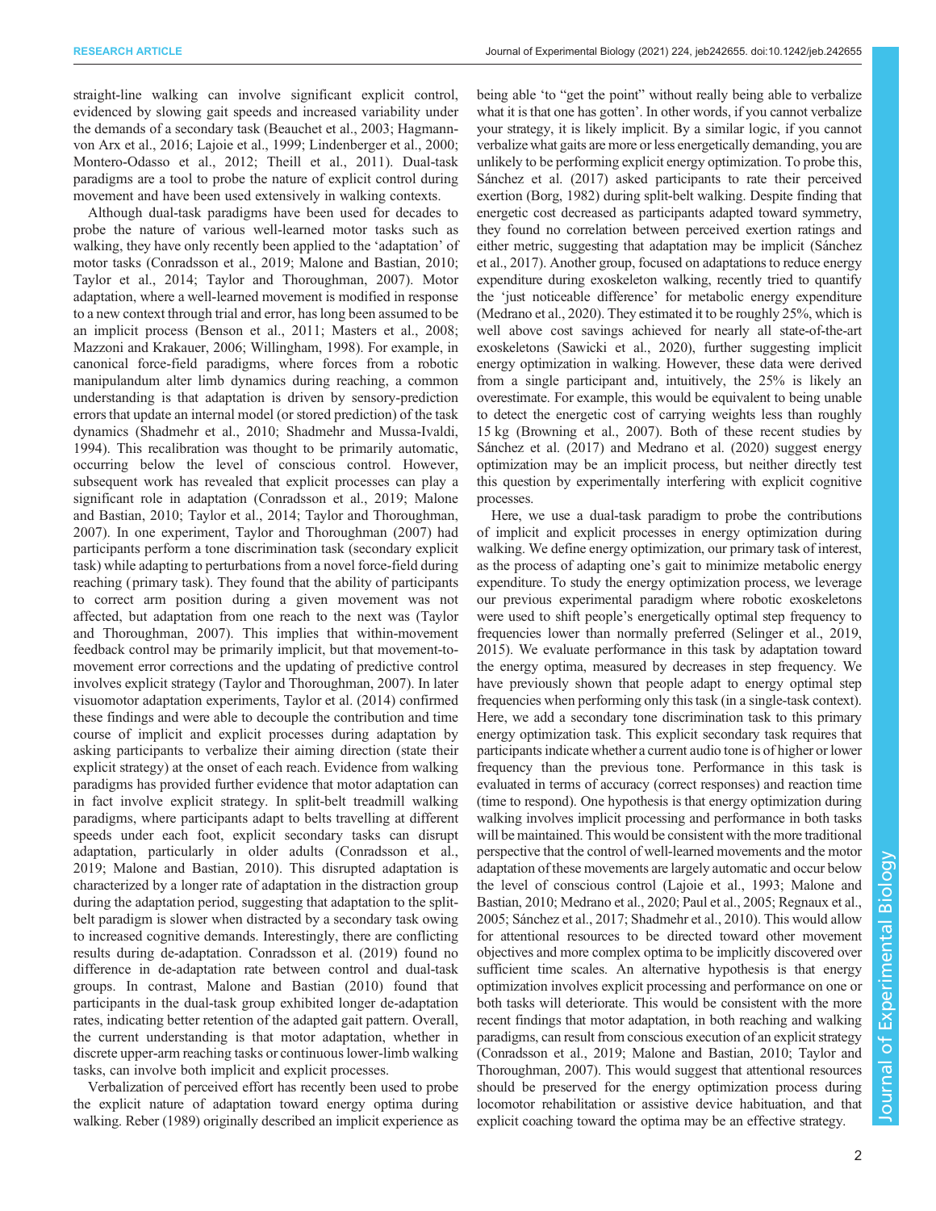straight-line walking can involve significant explicit control, evidenced by slowing gait speeds and increased variability under the demands of a secondary task (Beauchet et al., 2003; Hagmann-von Arx et al., 2016; Lajoie et al., 1999; Lindenberger et al., 2000; Montero-Odasso et al., 2012; Theill et al., 2011). Dual-task paradigms are a tool to probe the nature of explicit control during movement and have been used extensively in walking contexts.

Although dual-task paradigms have been used for decades to probe the nature of various well-learned motor tasks such as walking, they have only recently been applied to the 'adaptation' of motor tasks (Conradsson et al., 2019; Malone and Bastian, 2010; Taylor et al., 2014; Taylor and Thoroughman, 2007). Motor adaptation, where a well-learned movement is modified in response to a new context through trial and error, has long been assumed to be an implicit process (Benson et al., 2011; Masters et al., 2008; Mazzoni and Krakauer, 2006; Willingham, 1998). For example, in canonical force-field paradigms, where forces from a robotic manipulandum alter limb dynamics during reaching, a common understanding is that adaptation is driven by sensory-prediction errors that update an internal model (or stored prediction) of the task dynamics (Shadmehr et al., 2010; Shadmehr and Mussa-Ivaldi, 1994). This recalibration was thought to be primarily automatic, occurring below the level of conscious control. However, subsequent work has revealed that explicit processes can play a significant role in adaptation (Conradsson et al., 2019; Malone and Bastian, 2010; Taylor et al., 2014; Taylor and Thoroughman, 2007). In one experiment, Taylor and Thoroughman (2007) had participants perform a tone discrimination task (secondary explicit task) while adapting to perturbations from a novel force-field during reaching (primary task). They found that the ability of participants to correct arm position during a given movement was not affected, but adaptation from one reach to the next was (Taylor and Thoroughman, 2007). This implies that within-movement feedback control may be primarily implicit, but that movement-to-movement error corrections and the updating of predictive control involves explicit strategy (Taylor and Thoroughman, 2007). In later visuomotor adaptation experiments, Taylor et al. (2014) confirmed these findings and were able to decouple the contribution and time course of implicit and explicit processes during adaptation by asking participants to verbalize their aiming direction (state their explicit strategy) at the onset of each reach. Evidence from walking paradigms has provided further evidence that motor adaptation can in fact involve explicit strategy. In split-belt treadmill walking paradigms, where participants adapt to belts travelling at different speeds under each foot, explicit secondary tasks can disrupt adaptation, particularly in older adults (Conradsson et al., 2019; Malone and Bastian, 2010). This disrupted adaptation is characterized by a longer rate of adaptation in the distraction group during the adaptation period, suggesting that adaptation to the split-belt paradigm is slower when distracted by a secondary task owing to increased cognitive demands. Interestingly, there are conflicting results during de-adaptation. Conradsson et al. (2019) found no difference in de-adaptation rate between control and dual-task groups. In contrast, Malone and Bastian (2010) found that participants in the dual-task group exhibited longer de-adaptation rates, indicating better retention of the adapted gait pattern. Overall, the current understanding is that motor adaptation, whether in discrete upper-arm reaching tasks or continuous lower-limb walking tasks, can involve both implicit and explicit processes.

Verbalization of perceived effort has recently been used to probe the explicit nature of adaptation toward energy optima during walking. Reber (1989) originally described an implicit experience as being able 'to "get the point" without really being able to verbalize what it is that one has gotten'. In other words, if you cannot verbalize your strategy, it is likely implicit. By a similar logic, if you cannot verbalize what gaits are more or less energetically demanding, you are unlikely to be performing explicit energy optimization. To probe this, Sánchez et al. (2017) asked participants to rate their perceived exertion (Borg, 1982) during split-belt walking. Despite finding that energetic cost decreased as participants adapted toward symmetry, they found no correlation between perceived exertion ratings and either metric, suggesting that adaptation may be implicit (Sánchez et al., 2017). Another group, focused on adaptations to reduce energy expenditure during exoskeleton walking, recently tried to quantify the 'just noticeable difference' for metabolic energy expenditure (Medrano et al., 2020). They estimated it to be roughly 25%, which is well above cost savings achieved for nearly all state-of-the-art exoskeletons (Sawicki et al., 2020), further suggesting implicit energy optimization in walking. However, these data were derived from a single participant and, intuitively, the 25% is likely an overestimate. For example, this would be equivalent to being unable to detect the energetic cost of carrying weights less than roughly 15 kg (Browning et al., 2007). Both of these recent studies by Sánchez et al. (2017) and Medrano et al. (2020) suggest energy optimization may be an implicit process, but neither directly test this question by experimentally interfering with explicit cognitive processes.

Here, we use a dual-task paradigm to probe the contributions of implicit and explicit processes in energy optimization during walking. We define energy optimization, our primary task of interest, as the process of adapting one's gait to minimize metabolic energy expenditure. To study the energy optimization process, we leverage our previous experimental paradigm where robotic exoskeletons were used to shift people's energetically optimal step frequency to frequencies lower than normally preferred (Selinger et al., 2019, 2015). We evaluate performance in this task by adaptation toward the energy optima, measured by decreases in step frequency. We have previously shown that people adapt to energy optimal step frequencies when performing only this task (in a single-task context). Here, we add a secondary tone discrimination task to this primary energy optimization task. This explicit secondary task requires that participants indicate whether a current audio tone is of higher or lower frequency than the previous tone. Performance in this task is evaluated in terms of accuracy (correct responses) and reaction time (time to respond). One hypothesis is that energy optimization during walking involves implicit processing and performance in both tasks will be maintained. This would be consistent with the more traditional perspective that the control of well-learned movements and the motor adaptation of these movements are largely automatic and occur below the level of conscious control (Lajoie et al., 1993; Malone and Bastian, 2010; Medrano et al., 2020; Paul et al., 2005; Regnaux et al., 2005; Sánchez et al., 2017; Shadmehr et al., 2010). This would allow for attentional resources to be directed toward other movement objectives and more complex optima to be implicitly discovered over sufficient time scales. An alternative hypothesis is that energy optimization involves explicit processing and performance on one or both tasks will deteriorate. This would be consistent with the more recent findings that motor adaptation, in both reaching and walking paradigms, can result from conscious execution of an explicit strategy (Conradsson et al., 2019; Malone and Bastian, 2010; Taylor and Thoroughman, 2007). This would suggest that attentional resources should be preserved for the energy optimization process during locomotor rehabilitation or assistive device habituation, and that explicit coaching toward the optima may be an effective strategy.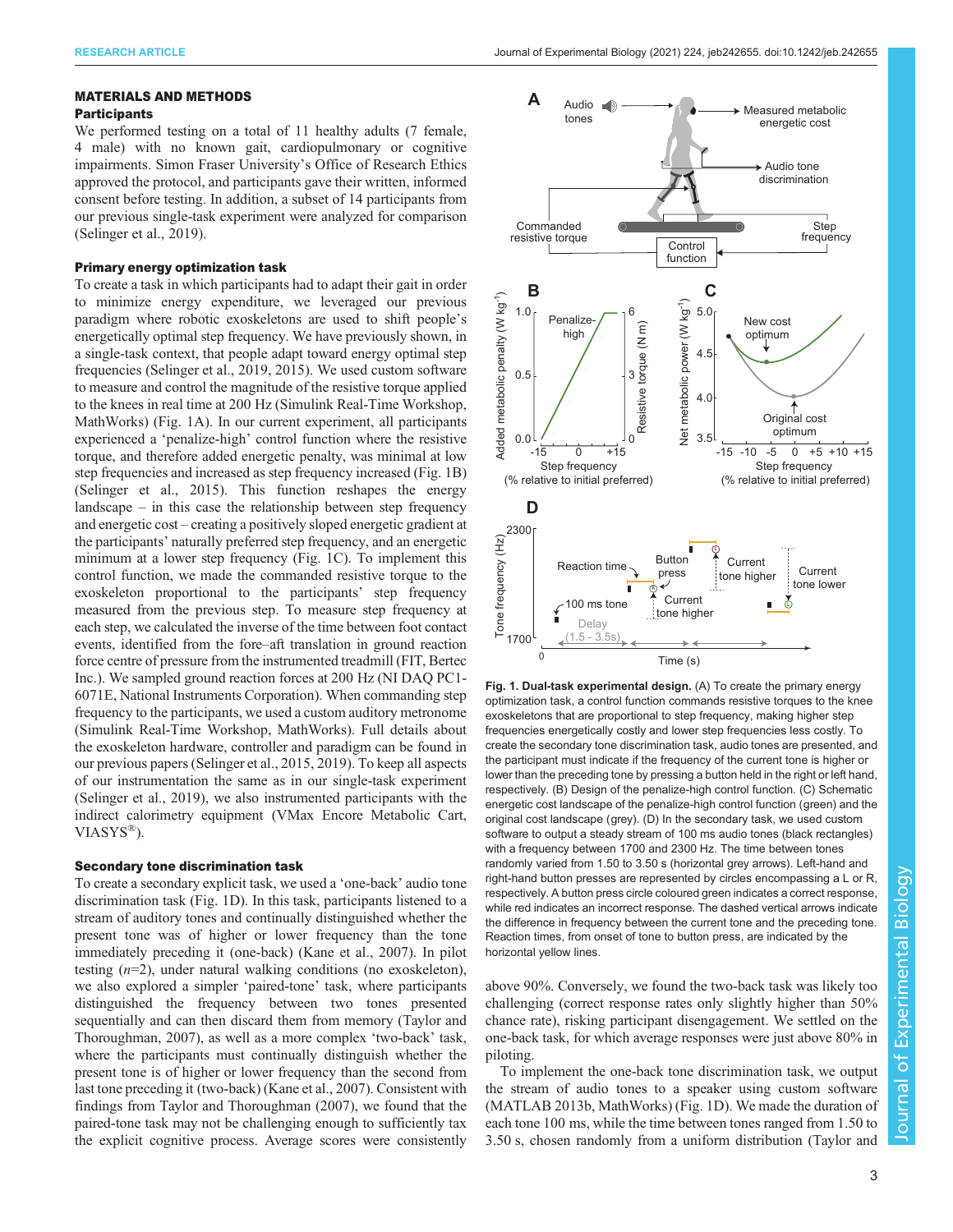## MATERIALS AND METHODS

### Participants

We performed testing on a total of 11 healthy adults (7 female, 4 male) with no known gait, cardiopulmonary or cognitive impairments. Simon Fraser University's Office of Research Ethics approved the protocol, and participants gave their written, informed consent before testing. In addition, a subset of 14 participants from our previous single-task experiment were analyzed for comparison (Selinger et al., 2019).

### Primary energy optimization task

To create a task in which participants had to adapt their gait in order to minimize energy expenditure, we leveraged our previous paradigm where robotic exoskeletons are used to shift people's energetically optimal step frequency. We have previously shown, in a single-task context, that people adapt toward energy optimal step frequencies (Selinger et al., 2019, 2015). We used custom software to measure and control the magnitude of the resistive torque applied to the knees in real time at 200 Hz (Simulink Real-Time Workshop, MathWorks) (Fig. 1A). In our current experiment, all participants experienced a 'penalize-high' control function where the resistive torque, and therefore added energetic penalty, was minimal at low step frequencies and increased as step frequency increased (Fig. 1B) (Selinger et al., 2015). This function reshapes the energy landscape – in this case the relationship between step frequency and energetic cost – creating a positively sloped energetic gradient at the participants' naturally preferred step frequency, and an energetic minimum at a lower step frequency (Fig. 1C). To implement this control function, we made the commanded resistive torque to the exoskeleton proportional to the participants' step frequency measured from the previous step. To measure step frequency at each step, we calculated the inverse of the time between foot contact events, identified from the fore–aft translation in ground reaction force centre of pressure from the instrumented treadmill (FIT, Bertec Inc.). We sampled ground reaction forces at 200 Hz (NI DAQ PC1-6071E, National Instruments Corporation). When commanding step frequency to the participants, we used a custom auditory metronome (Simulink Real-Time Workshop, MathWorks). Full details about the exoskeleton hardware, controller and paradigm can be found in our previous papers (Selinger et al., 2015, 2019). To keep all aspects of our instrumentation the same as in our single-task experiment (Selinger et al., 2019), we also instrumented participants with the indirect calorimetry equipment (VMax Encore Metabolic Cart, VIASYS®).

### Secondary tone discrimination task

To create a secondary explicit task, we used a 'one-back' audio tone discrimination task (Fig. 1D). In this task, participants listened to a stream of auditory tones and continually distinguished whether the present tone was of higher or lower frequency than the tone immediately preceding it (one-back) (Kane et al., 2007). In pilot testing ($n$=2), under natural walking conditions (no exoskeleton), we also explored a simpler 'paired-tone' task, where participants distinguished the frequency between two tones presented sequentially and can then discard them from memory (Taylor and Thoroughman, 2007), as well as a more complex 'two-back' task, where the participants must continually distinguish whether the present tone is of higher or lower frequency than the second from last tone preceding it (two-back) (Kane et al., 2007). Consistent with findings from Taylor and Thoroughman (2007), we found that the paired-tone task may not be challenging enough to sufficiently tax the explicit cognitive process. Average scores were consistently above 90%. Conversely, we found the two-back task was likely too challenging (correct response rates only slightly higher than 50% chance rate), risking participant disengagement. We settled on the one-back task, for which average responses were just above 80% in piloting.

To implement the one-back tone discrimination task, we output the stream of audio tones to a speaker using custom software (MATLAB 2013b, MathWorks) (Fig. 1D). We made the duration of each tone 100 ms, while the time between tones ranged from 1.50 to 3.50 s, chosen randomly from a uniform distribution (Taylor and

**Fig. 1. Dual-task experimental design.** (A) To create the primary energy optimization task, a control function commands resistive torques to the knee exoskeletons that are proportional to step frequency, making higher step frequencies energetically costly and lower step frequencies less costly. To create the secondary tone discrimination task, audio tones are presented, and the participant must indicate if the frequency of the current tone is higher or lower than the preceding tone by pressing a button held in the right or left hand, respectively. (B) Design of the penalize-high control function. (C) Schematic energetic cost landscape of the penalize-high control function (green) and the original cost landscape (grey). (D) In the secondary task, we used custom software to output a steady stream of 100 ms audio tones (black rectangles) with a frequency between 1700 and 2300 Hz. The time between tones randomly varied from 1.50 to 3.50 s (horizontal grey arrows). Left-hand and right-hand button presses are represented by circles encompassing a L or R, respectively. A button press circle coloured green indicates a correct response, while red indicates an incorrect response. The dashed vertical arrows indicate the difference in frequency between the current tone and the preceding tone. Reaction times, from onset of tone to button press, are indicated by the horizontal yellow lines.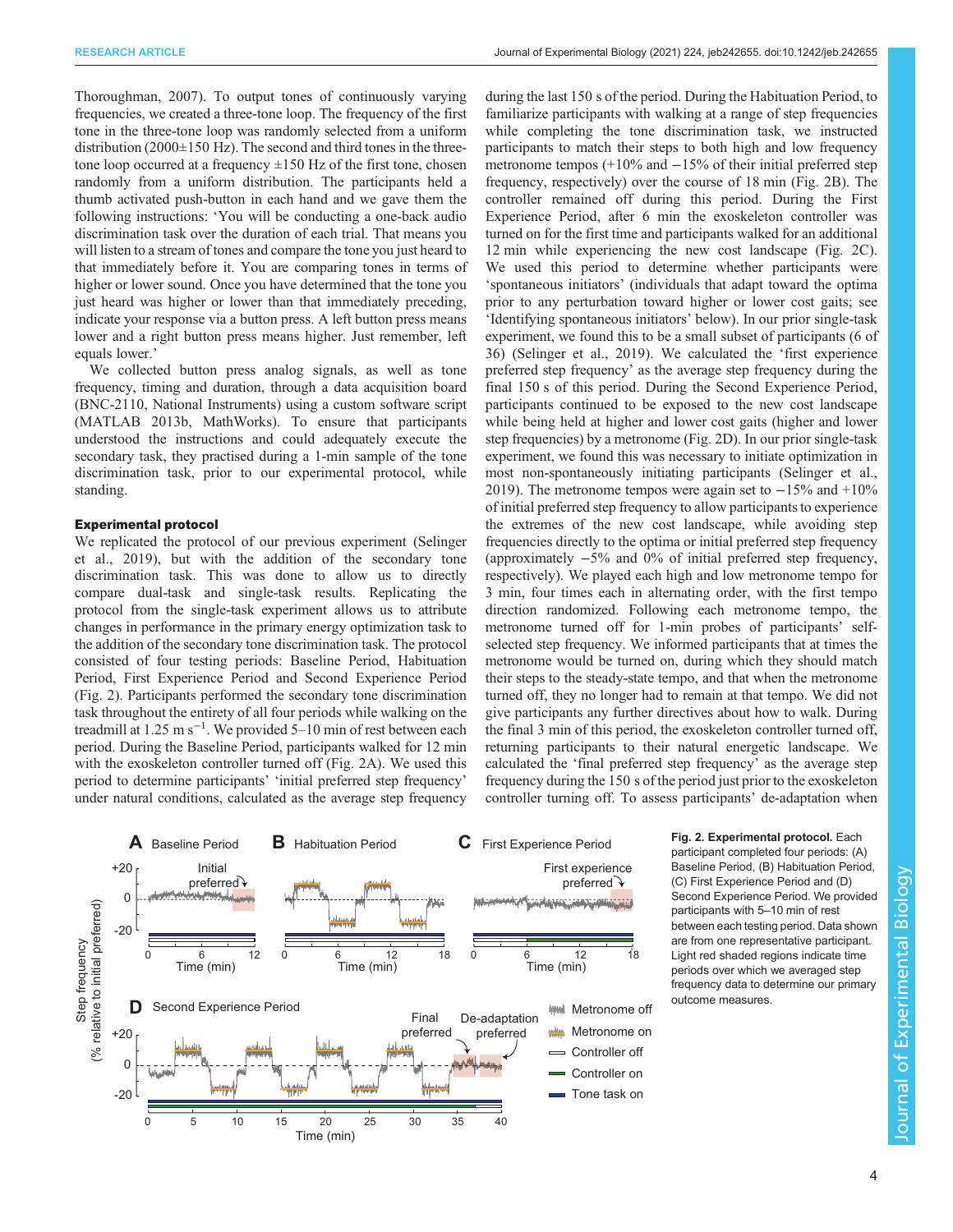Thoroughman, 2007). To output tones of continuously varying frequencies, we created a three-tone loop. The frequency of the first tone in the three-tone loop was randomly selected from a uniform distribution (2000±150 Hz). The second and third tones in the three-tone loop occurred at a frequency ±150 Hz of the first tone, chosen randomly from a uniform distribution. The participants held a thumb activated push-button in each hand and we gave them the following instructions: 'You will be conducting a one-back audio discrimination task over the duration of each trial. That means you will listen to a stream of tones and compare the tone you just heard to that immediately before it. You are comparing tones in terms of higher or lower sound. Once you have determined that the tone you just heard was higher or lower than that immediately preceding, indicate your response via a button press. A left button press means lower and a right button press means higher. Just remember, left equals lower.'

We collected button press analog signals, as well as tone frequency, timing and duration, through a data acquisition board (BNC-2110, National Instruments) using a custom software script (MATLAB 2013b, MathWorks). To ensure that participants understood the instructions and could adequately execute the secondary task, they practised during a 1-min sample of the tone discrimination task, prior to our experimental protocol, while standing.

### Experimental protocol

We replicated the protocol of our previous experiment (Selinger et al., 2019), but with the addition of the secondary tone discrimination task. This was done to allow us to directly compare dual-task and single-task results. Replicating the protocol from the single-task experiment allows us to attribute changes in performance in the primary energy optimization task to the addition of the secondary tone discrimination task. The protocol consisted of four testing periods: Baseline Period, Habituation Period, First Experience Period and Second Experience Period (Fig. 2). Participants performed the secondary tone discrimination task throughout the entirety of all four periods while walking on the treadmill at 1.25 m s$^{-1}$. We provided 5–10 min of rest between each period. During the Baseline Period, participants walked for 12 min with the exoskeleton controller turned off (Fig. 2A). We used this period to determine participants' 'initial preferred step frequency' under natural conditions, calculated as the average step frequency during the last 150 s of the period. During the Habituation Period, to familiarize participants with walking at a range of step frequencies while completing the tone discrimination task, we instructed participants to match their steps to both high and low frequency metronome tempos (+10% and −15% of their initial preferred step frequency, respectively) over the course of 18 min (Fig. 2B). The controller remained off during this period. During the First Experience Period, after 6 min the exoskeleton controller was turned on for the first time and participants walked for an additional 12 min while experiencing the new cost landscape (Fig. 2C). We used this period to determine whether participants were 'spontaneous initiators' (individuals that adapt toward the optima prior to any perturbation toward higher or lower cost gaits; see 'Identifying spontaneous initiators' below). In our prior single-task experiment, we found this to be a small subset of participants (6 of 36) (Selinger et al., 2019). We calculated the 'first experience preferred step frequency' as the average step frequency during the final 150 s of this period. During the Second Experience Period, participants continued to be exposed to the new cost landscape while being held at higher and lower cost gaits (higher and lower step frequencies) by a metronome (Fig. 2D). In our prior single-task experiment, we found this was necessary to initiate optimization in most non-spontaneously initiating participants (Selinger et al., 2019). The metronome tempos were again set to −15% and +10% of initial preferred step frequency to allow participants to experience the extremes of the new cost landscape, while avoiding step frequencies directly to the optima or initial preferred step frequency (approximately −5% and 0% of initial preferred step frequency, respectively). We played each high and low metronome tempo for 3 min, four times each in alternating order, with the first tempo direction randomized. Following each metronome tempo, the metronome turned off for 1-min probes of participants' self-selected step frequency. We informed participants that at times the metronome would be turned on, during which they should match their steps to the steady-state tempo, and that when the metronome turned off, they no longer had to remain at that tempo. We did not give participants any further directives about how to walk. During the final 3 min of this period, the exoskeleton controller turned off, returning participants to their natural energetic landscape. We calculated the 'final preferred step frequency' as the average step frequency during the 150 s of the period just prior to the exoskeleton controller turning off. To assess participants' de-adaptation when

**Fig. 2. Experimental protocol.** Each participant completed four periods: (A) Baseline Period, (B) Habituation Period, (C) First Experience Period and (D) Second Experience Period. We provided participants with 5–10 min of rest between each testing period. Data shown are from one representative participant. Light red shaded regions indicate time periods over which we averaged step frequency data to determine our primary outcome measures.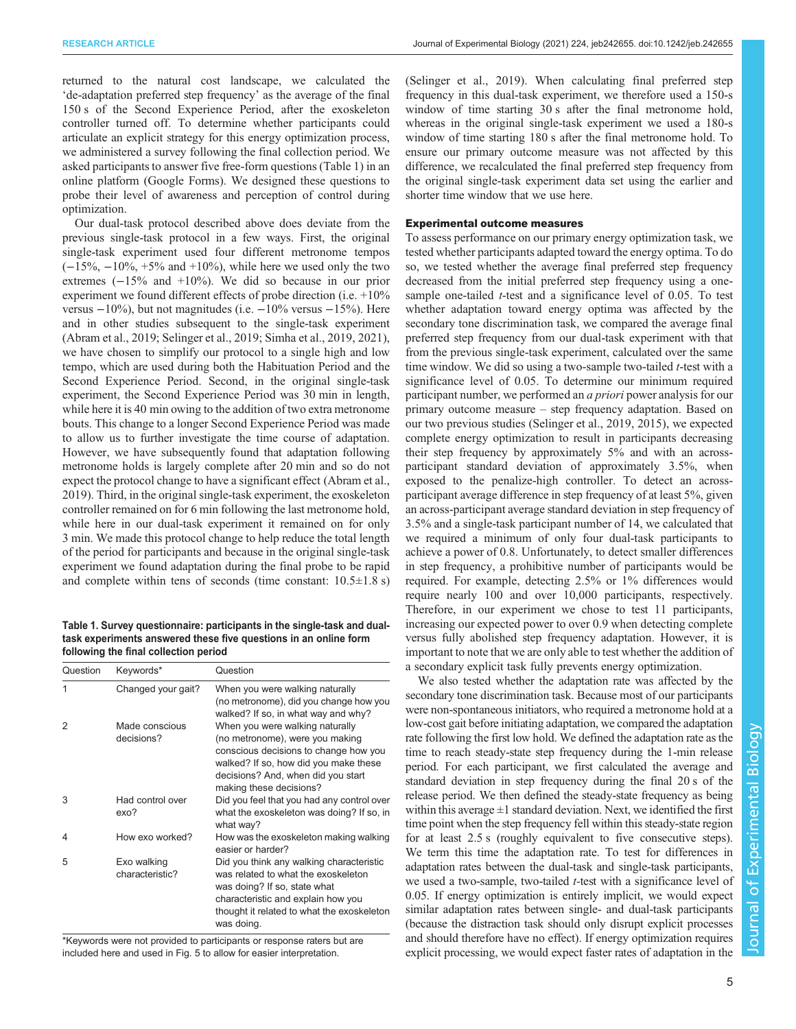returned to the natural cost landscape, we calculated the 'de-adaptation preferred step frequency' as the average of the final 150 s of the Second Experience Period, after the exoskeleton controller turned off. To determine whether participants could articulate an explicit strategy for this energy optimization process, we administered a survey following the final collection period. We asked participants to answer five free-form questions (Table 1) in an online platform (Google Forms). We designed these questions to probe their level of awareness and perception of control during optimization.

Our dual-task protocol described above does deviate from the previous single-task protocol in a few ways. First, the original single-task experiment used four different metronome tempos (−15%, −10%, +5% and +10%), while here we used only the two extremes (−15% and +10%). We did so because in our prior experiment we found different effects of probe direction (i.e. +10% versus −10%), but not magnitudes (i.e. −10% versus −15%). Here and in other studies subsequent to the single-task experiment (Abram et al., 2019; Selinger et al., 2019; Simha et al., 2019, 2021), we have chosen to simplify our protocol to a single high and low tempo, which are used during both the Habituation Period and the Second Experience Period. Second, in the original single-task experiment, the Second Experience Period was 30 min in length, while here it is 40 min owing to the addition of two extra metronome bouts. This change to a longer Second Experience Period was made to allow us to further investigate the time course of adaptation. However, we have subsequently found that adaptation following metronome holds is largely complete after 20 min and so do not expect the protocol change to have a significant effect (Abram et al., 2019). Third, in the original single-task experiment, the exoskeleton controller remained on for 6 min following the last metronome hold, while here in our dual-task experiment it remained on for only 3 min. We made this protocol change to help reduce the total length of the period for participants and because in the original single-task experiment we found adaptation during the final probe to be rapid and complete within tens of seconds (time constant: 10.5±1.8 s) (Selinger et al., 2019). When calculating final preferred step frequency in this dual-task experiment, we therefore used a 150-s window of time starting 30 s after the final metronome hold, whereas in the original single-task experiment we used a 180-s window of time starting 180 s after the final metronome hold. To ensure our primary outcome measure was not affected by this difference, we recalculated the final preferred step frequency from the original single-task experiment data set using the earlier and shorter time window that we use here.

**Table 1. Survey questionnaire: participants in the single-task and dual-task experiments answered these five questions in an online form following the final collection period**

| Question | Keywords* | Question |
|---|---|---|
| 1 | Changed your gait? | When you were walking naturally (no metronome), did you change how you walked? If so, in what way and why? |
| 2 | Made conscious decisions? | When you were walking naturally (no metronome), were you making conscious decisions to change how you walked? If so, how did you make these decisions? And, when did you start making these decisions? |
| 3 | Had control over exo? | Did you feel that you had any control over what the exoskeleton was doing? If so, in what way? |
| 4 | How exo worked? | How was the exoskeleton making walking easier or harder? |
| 5 | Exo walking characteristic? | Did you think any walking characteristic was related to what the exoskeleton was doing? If so, state what characteristic and explain how you thought it related to what the exoskeleton was doing. |

*Keywords were not provided to participants or response raters but are included here and used in Fig. 5 to allow for easier interpretation.

### Experimental outcome measures

To assess performance on our primary energy optimization task, we tested whether participants adapted toward the energy optima. To do so, we tested whether the average final preferred step frequency decreased from the initial preferred step frequency using a one-sample one-tailed *t*-test and a significance level of 0.05. To test whether adaptation toward energy optima was affected by the secondary tone discrimination task, we compared the average final preferred step frequency from our dual-task experiment with that from the previous single-task experiment, calculated over the same time window. We did so using a two-sample two-tailed *t*-test with a significance level of 0.05. To determine our minimum required participant number, we performed an *a priori* power analysis for our primary outcome measure – step frequency adaptation. Based on our two previous studies (Selinger et al., 2019, 2015), we expected complete energy optimization to result in participants decreasing their step frequency by approximately 5% and with an across-participant standard deviation of approximately 3.5%, when exposed to the penalize-high controller. To detect an across-participant average difference in step frequency of at least 5%, given an across-participant average standard deviation in step frequency of 3.5% and a single-task participant number of 14, we calculated that we required a minimum of only four dual-task participants to achieve a power of 0.8. Unfortunately, to detect smaller differences in step frequency, a prohibitive number of participants would be required. For example, detecting 2.5% or 1% differences would require nearly 100 and over 10,000 participants, respectively. Therefore, in our experiment we chose to test 11 participants, increasing our expected power to over 0.9 when detecting complete versus fully abolished step frequency adaptation. However, it is important to note that we are only able to test whether the addition of a secondary explicit task fully prevents energy optimization.

We also tested whether the adaptation rate was affected by the secondary tone discrimination task. Because most of our participants were non-spontaneous initiators, who required a metronome hold at a low-cost gait before initiating adaptation, we compared the adaptation rate following the first low hold. We defined the adaptation rate as the time to reach steady-state step frequency during the 1-min release period. For each participant, we first calculated the average and standard deviation in step frequency during the final 20 s of the release period. We then defined the steady-state frequency as being within this average ±1 standard deviation. Next, we identified the first time point when the step frequency fell within this steady-state region for at least 2.5 s (roughly equivalent to five consecutive steps). We term this time the adaptation rate. To test for differences in adaptation rates between the dual-task and single-task participants, we used a two-sample, two-tailed *t*-test with a significance level of 0.05. If energy optimization is entirely implicit, we would expect similar adaptation rates between single- and dual-task participants (because the distraction task should only disrupt explicit processes and should therefore have no effect). If energy optimization requires explicit processing, we would expect faster rates of adaptation in the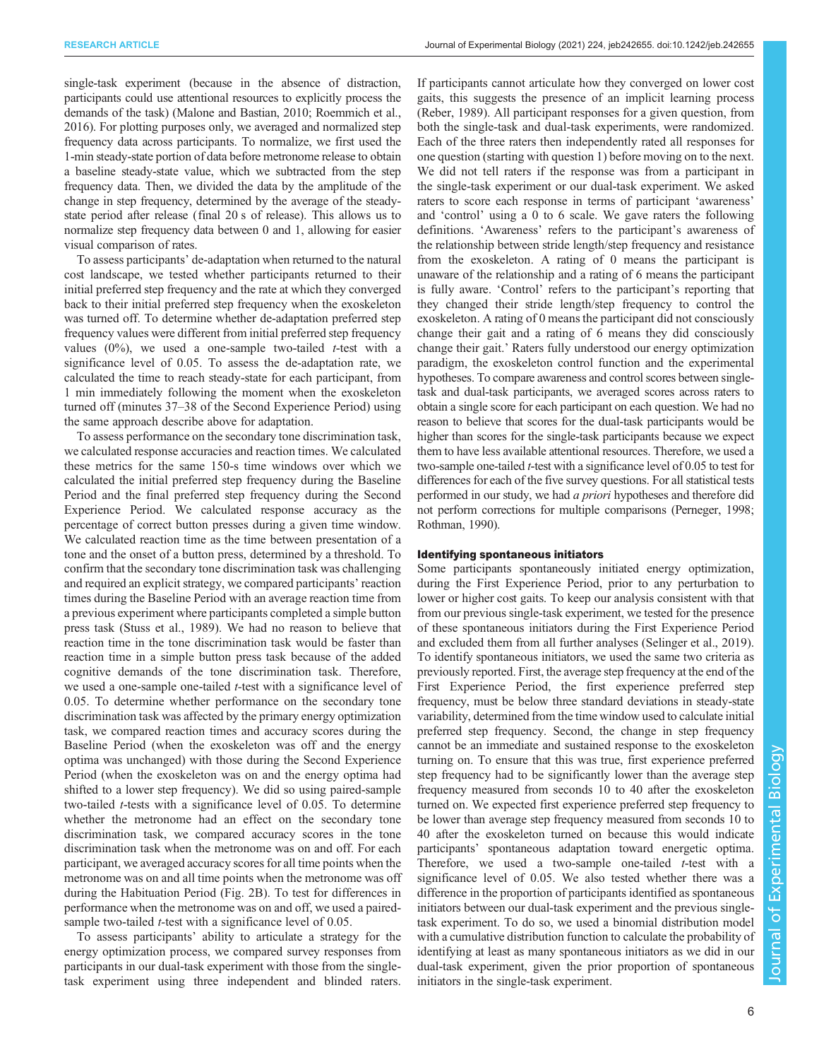single-task experiment (because in the absence of distraction, participants could use attentional resources to explicitly process the demands of the task) (Malone and Bastian, 2010; Roemmich et al., 2016). For plotting purposes only, we averaged and normalized step frequency data across participants. To normalize, we first used the 1-min steady-state portion of data before metronome release to obtain a baseline steady-state value, which we subtracted from the step frequency data. Then, we divided the data by the amplitude of the change in step frequency, determined by the average of the steady-state period after release (final 20 s of release). This allows us to normalize step frequency data between 0 and 1, allowing for easier visual comparison of rates.

To assess participants' de-adaptation when returned to the natural cost landscape, we tested whether participants returned to their initial preferred step frequency and the rate at which they converged back to their initial preferred step frequency when the exoskeleton was turned off. To determine whether de-adaptation preferred step frequency values were different from initial preferred step frequency values (0%), we used a one-sample two-tailed *t*-test with a significance level of 0.05. To assess the de-adaptation rate, we calculated the time to reach steady-state for each participant, from 1 min immediately following the moment when the exoskeleton turned off (minutes 37–38 of the Second Experience Period) using the same approach describe above for adaptation.

To assess performance on the secondary tone discrimination task, we calculated response accuracies and reaction times. We calculated these metrics for the same 150-s time windows over which we calculated the initial preferred step frequency during the Baseline Period and the final preferred step frequency during the Second Experience Period. We calculated response accuracy as the percentage of correct button presses during a given time window. We calculated reaction time as the time between presentation of a tone and the onset of a button press, determined by a threshold. To confirm that the secondary tone discrimination task was challenging and required an explicit strategy, we compared participants' reaction times during the Baseline Period with an average reaction time from a previous experiment where participants completed a simple button press task (Stuss et al., 1989). We had no reason to believe that reaction time in the tone discrimination task would be faster than reaction time in a simple button press task because of the added cognitive demands of the tone discrimination task. Therefore, we used a one-sample one-tailed *t*-test with a significance level of 0.05. To determine whether performance on the secondary tone discrimination task was affected by the primary energy optimization task, we compared reaction times and accuracy scores during the Baseline Period (when the exoskeleton was off and the energy optima was unchanged) with those during the Second Experience Period (when the exoskeleton was on and the energy optima had shifted to a lower step frequency). We did so using paired-sample two-tailed *t*-tests with a significance level of 0.05. To determine whether the metronome had an effect on the secondary tone discrimination task, we compared accuracy scores in the tone discrimination task when the metronome was on and off. For each participant, we averaged accuracy scores for all time points when the metronome was on and all time points when the metronome was off during the Habituation Period (Fig. 2B). To test for differences in performance when the metronome was on and off, we used a paired-sample two-tailed *t*-test with a significance level of 0.05.

To assess participants' ability to articulate a strategy for the energy optimization process, we compared survey responses from participants in our dual-task experiment with those from the single-task experiment using three independent and blinded raters. If participants cannot articulate how they converged on lower cost gaits, this suggests the presence of an implicit learning process (Reber, 1989). All participant responses for a given question, from both the single-task and dual-task experiments, were randomized. Each of the three raters then independently rated all responses for one question (starting with question 1) before moving on to the next. We did not tell raters if the response was from a participant in the single-task experiment or our dual-task experiment. We asked raters to score each response in terms of participant 'awareness' and 'control' using a 0 to 6 scale. We gave raters the following definitions. 'Awareness' refers to the participant's awareness of the relationship between stride length/step frequency and resistance from the exoskeleton. A rating of 0 means the participant is unaware of the relationship and a rating of 6 means the participant is fully aware. 'Control' refers to the participant's reporting that they changed their stride length/step frequency to control the exoskeleton. A rating of 0 means the participant did not consciously change their gait and a rating of 6 means they did consciously change their gait.' Raters fully understood our energy optimization paradigm, the exoskeleton control function and the experimental hypotheses. To compare awareness and control scores between single-task and dual-task participants, we averaged scores across raters to obtain a single score for each participant on each question. We had no reason to believe that scores for the dual-task participants would be higher than scores for the single-task participants because we expect them to have less available attentional resources. Therefore, we used a two-sample one-tailed *t*-test with a significance level of 0.05 to test for differences for each of the five survey questions. For all statistical tests performed in our study, we had *a priori* hypotheses and therefore did not perform corrections for multiple comparisons (Perneger, 1998; Rothman, 1990).

#### Identifying spontaneous initiators

Some participants spontaneously initiated energy optimization, during the First Experience Period, prior to any perturbation to lower or higher cost gaits. To keep our analysis consistent with that from our previous single-task experiment, we tested for the presence of these spontaneous initiators during the First Experience Period and excluded them from all further analyses (Selinger et al., 2019). To identify spontaneous initiators, we used the same two criteria as previously reported. First, the average step frequency at the end of the First Experience Period, the first experience preferred step frequency, must be below three standard deviations in steady-state variability, determined from the time window used to calculate initial preferred step frequency. Second, the change in step frequency cannot be an immediate and sustained response to the exoskeleton turning on. To ensure that this was true, first experience preferred step frequency had to be significantly lower than the average step frequency measured from seconds 10 to 40 after the exoskeleton turned on. We expected first experience preferred step frequency to be lower than average step frequency measured from seconds 10 to 40 after the exoskeleton turned on because this would indicate participants' spontaneous adaptation toward energetic optima. Therefore, we used a two-sample one-tailed *t*-test with a significance level of 0.05. We also tested whether there was a difference in the proportion of participants identified as spontaneous initiators between our dual-task experiment and the previous single-task experiment. To do so, we used a binomial distribution model with a cumulative distribution function to calculate the probability of identifying at least as many spontaneous initiators as we did in our dual-task experiment, given the prior proportion of spontaneous initiators in the single-task experiment.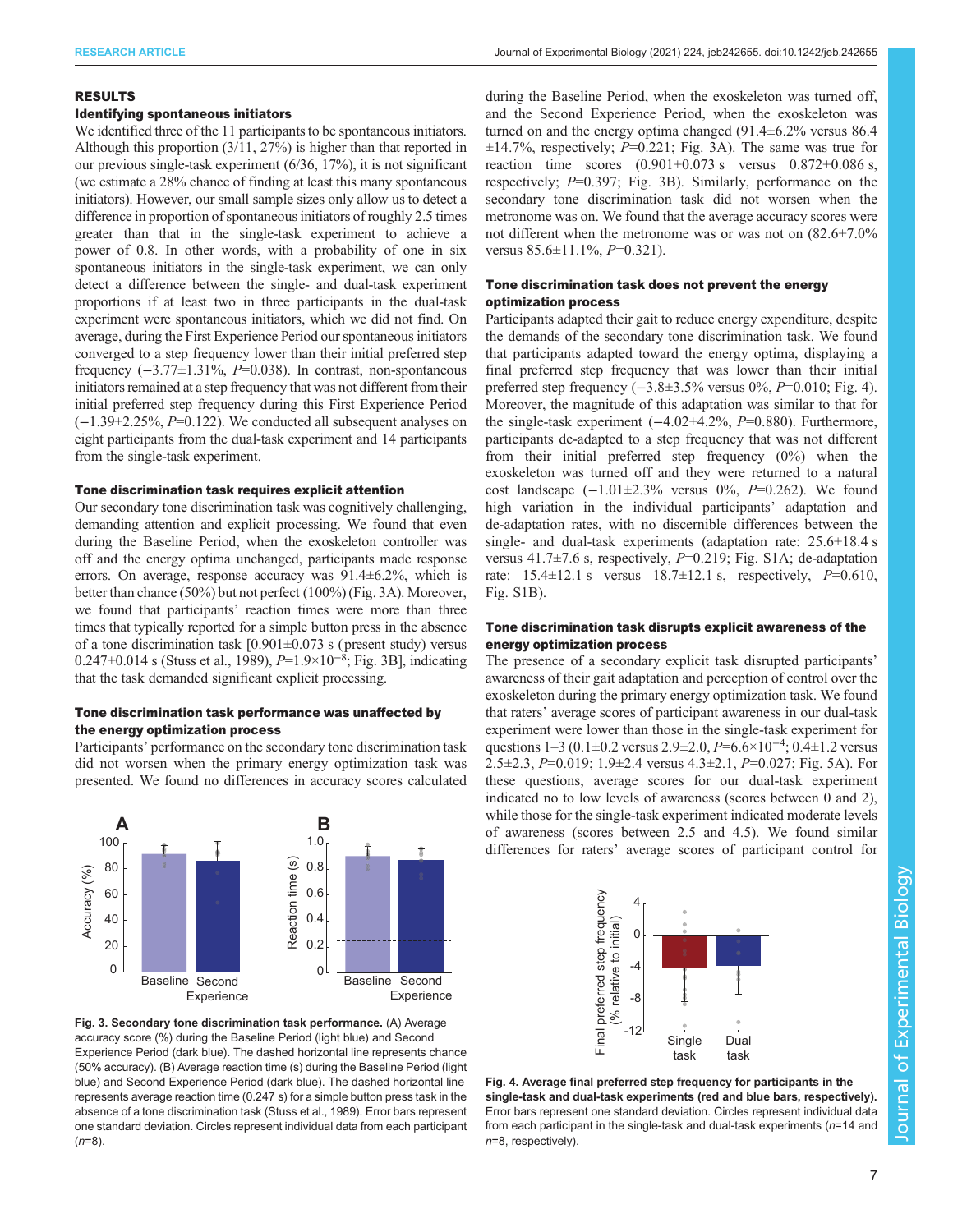## RESULTS

### Identifying spontaneous initiators

We identified three of the 11 participants to be spontaneous initiators. Although this proportion (3/11, 27%) is higher than that reported in our previous single-task experiment (6/36, 17%), it is not significant (we estimate a 28% chance of finding at least this many spontaneous initiators). However, our small sample sizes only allow us to detect a difference in proportion of spontaneous initiators of roughly 2.5 times greater than that in the single-task experiment to achieve a power of 0.8. In other words, with a probability of one in six spontaneous initiators in the single-task experiment, we can only detect a difference between the single- and dual-task experiment proportions if at least two in three participants in the dual-task experiment were spontaneous initiators, which we did not find. On average, during the First Experience Period our spontaneous initiators converged to a step frequency lower than their initial preferred step frequency (−3.77±1.31%, $P$=0.038). In contrast, non-spontaneous initiators remained at a step frequency that was not different from their initial preferred step frequency during this First Experience Period (−1.39±2.25%, $P$=0.122). We conducted all subsequent analyses on eight participants from the dual-task experiment and 14 participants from the single-task experiment.

### Tone discrimination task requires explicit attention

Our secondary tone discrimination task was cognitively challenging, demanding attention and explicit processing. We found that even during the Baseline Period, when the exoskeleton controller was off and the energy optima unchanged, participants made response errors. On average, response accuracy was 91.4±6.2%, which is better than chance (50%) but not perfect (100%) (Fig. 3A). Moreover, we found that participants' reaction times were more than three times that typically reported for a simple button press in the absence of a tone discrimination task [0.901±0.073 s (present study) versus 0.247±0.014 s (Stuss et al., 1989), $P=1.9\times10^{-8}$; Fig. 3B], indicating that the task demanded significant explicit processing.

### Tone discrimination task performance was unaffected by the energy optimization process

Participants' performance on the secondary tone discrimination task did not worsen when the primary energy optimization task was presented. We found no differences in accuracy scores calculated during the Baseline Period, when the exoskeleton was turned off, and the Second Experience Period, when the exoskeleton was turned on and the energy optima changed (91.4±6.2% versus 86.4 ±14.7%, respectively; $P$=0.221; Fig. 3A). The same was true for reaction time scores (0.901±0.073 s versus 0.872±0.086 s, respectively; $P$=0.397; Fig. 3B). Similarly, performance on the secondary tone discrimination task did not worsen when the metronome was on. We found that the average accuracy scores were not different when the metronome was or was not on (82.6±7.0% versus 85.6±11.1%, $P$=0.321).

**Fig. 3. Secondary tone discrimination task performance.** (A) Average accuracy score (%) during the Baseline Period (light blue) and Second Experience Period (dark blue). The dashed horizontal line represents chance (50% accuracy). (B) Average reaction time (s) during the Baseline Period (light blue) and Second Experience Period (dark blue). The dashed horizontal line represents average reaction time (0.247 s) for a simple button press task in the absence of a tone discrimination task (Stuss et al., 1989). Error bars represent one standard deviation. Circles represent individual data from each participant ($n$=8).

### Tone discrimination task does not prevent the energy optimization process

Participants adapted their gait to reduce energy expenditure, despite the demands of the secondary tone discrimination task. We found that participants adapted toward the energy optima, displaying a final preferred step frequency that was lower than their initial preferred step frequency (−3.8±3.5% versus 0%, $P$=0.010; Fig. 4). Moreover, the magnitude of this adaptation was similar to that for the single-task experiment (−4.02±4.2%, $P$=0.880). Furthermore, participants de-adapted to a step frequency that was not different from their initial preferred step frequency (0%) when the exoskeleton was turned off and they were returned to a natural cost landscape (−1.01±2.3% versus 0%, $P$=0.262). We found high variation in the individual participants' adaptation and de-adaptation rates, with no discernible differences between the single- and dual-task experiments (adaptation rate: 25.6±18.4 s versus 41.7±7.6 s, respectively, $P$=0.219; Fig. S1A; de-adaptation rate: 15.4±12.1 s versus 18.7±12.1 s, respectively, $P$=0.610, Fig. S1B).

### Tone discrimination task disrupts explicit awareness of the energy optimization process

The presence of a secondary explicit task disrupted participants' awareness of their gait adaptation and perception of control over the exoskeleton during the primary energy optimization task. We found that raters' average scores of participant awareness in our dual-task experiment were lower than those in the single-task experiment for questions 1–3 (0.1±0.2 versus 2.9±2.0, $P=6.6\times10^{-4}$; 0.4±1.2 versus 2.5±2.3, $P$=0.019; 1.9±2.4 versus 4.3±2.1, $P$=0.027; Fig. 5A). For these questions, average scores for our dual-task experiment indicated no to low levels of awareness (scores between 0 and 2), while those for the single-task experiment indicated moderate levels of awareness (scores between 2.5 and 4.5). We found similar differences for raters' average scores of participant control for

**Fig. 4. Average final preferred step frequency for participants in the single-task and dual-task experiments (red and blue bars, respectively).** Error bars represent one standard deviation. Circles represent individual data from each participant in the single-task and dual-task experiments ($n$=14 and $n$=8, respectively).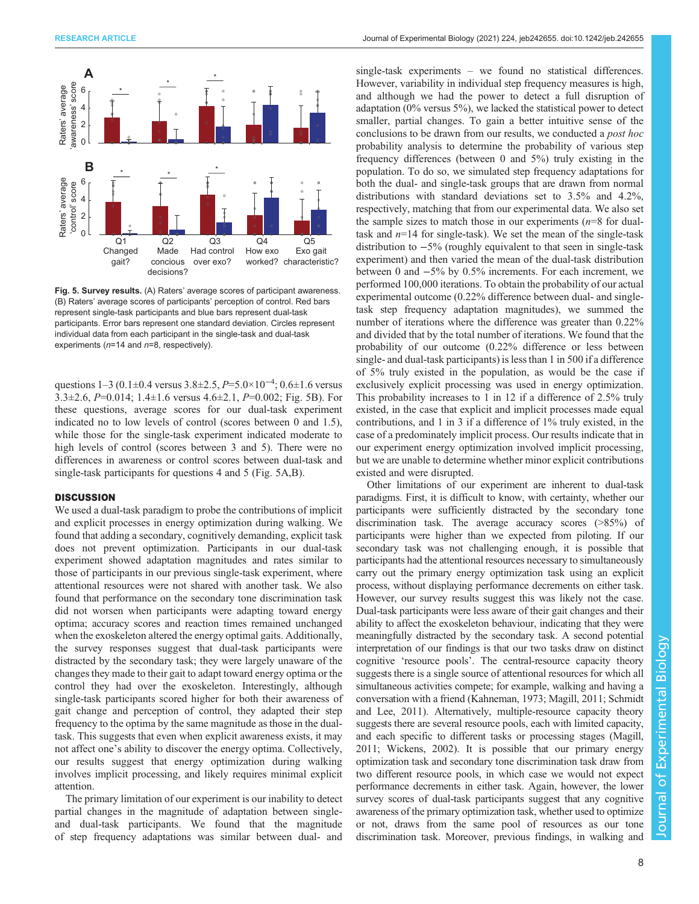Fig. 5. Survey results. (A) Raters' average scores of participant awareness. (B) Raters' average scores of participants' perception of control. Red bars represent single-task participants and blue bars represent dual-task participants. Error bars represent one standard deviation. Circles represent individual data from each participant in the single-task and dual-task experiments ($n$=14 and $n$=8, respectively).

questions 1–3 (0.1±0.4 versus 3.8±2.5, $P$=5.0×10$^{-4}$; 0.6±1.6 versus 3.3±2.6, $P$=0.014; 1.4±1.6 versus 4.6±2.1, $P$=0.002; Fig. 5B). For these questions, average scores for our dual-task experiment indicated no to low levels of control (scores between 0 and 1.5), while those for the single-task experiment indicated moderate to high levels of control (scores between 3 and 5). There were no differences in awareness or control scores between dual-task and single-task participants for questions 4 and 5 (Fig. 5A,B).

## DISCUSSION

We used a dual-task paradigm to probe the contributions of implicit and explicit processes in energy optimization during walking. We found that adding a secondary, cognitively demanding, explicit task does not prevent optimization. Participants in our dual-task experiment showed adaptation magnitudes and rates similar to those of participants in our previous single-task experiment, where attentional resources were not shared with another task. We also found that performance on the secondary tone discrimination task did not worsen when participants were adapting toward energy optima; accuracy scores and reaction times remained unchanged when the exoskeleton altered the energy optimal gaits. Additionally, the survey responses suggest that dual-task participants were distracted by the secondary task; they were largely unaware of the changes they made to their gait to adapt toward energy optima or the control they had over the exoskeleton. Interestingly, although single-task participants scored higher for both their awareness of gait change and perception of control, they adapted their step frequency to the optima by the same magnitude as those in the dual-task. This suggests that even when explicit awareness exists, it may not affect one's ability to discover the energy optima. Collectively, our results suggest that energy optimization during walking involves implicit processing, and likely requires minimal explicit attention.

The primary limitation of our experiment is our inability to detect partial changes in the magnitude of adaptation between single- and dual-task participants. We found that the magnitude of step frequency adaptations was similar between dual- and single-task experiments – we found no statistical differences. However, variability in individual step frequency measures is high, and although we had the power to detect a full disruption of adaptation (0% versus 5%), we lacked the statistical power to detect smaller, partial changes. To gain a better intuitive sense of the conclusions to be drawn from our results, we conducted a *post hoc* probability analysis to determine the probability of various step frequency differences (between 0 and 5%) truly existing in the population. To do so, we simulated step frequency adaptations for both the dual- and single-task groups that are drawn from normal distributions with standard deviations set to 3.5% and 4.2%, respectively, matching that from our experimental data. We also set the sample sizes to match those in our experiments ($n$=8 for dual-task and $n$=14 for single-task). We set the mean of the single-task distribution to −5% (roughly equivalent to that seen in single-task experiment) and then varied the mean of the dual-task distribution between 0 and −5% by 0.5% increments. For each increment, we performed 100,000 iterations. To obtain the probability of our actual experimental outcome (0.22% difference between dual- and single-task step frequency adaptation magnitudes), we summed the number of iterations where the difference was greater than 0.22% and divided that by the total number of iterations. We found that the probability of our outcome (0.22% difference or less between single- and dual-task participants) is less than 1 in 500 if a difference of 5% truly existed in the population, as would be the case if exclusively explicit processing was used in energy optimization. This probability increases to 1 in 12 if a difference of 2.5% truly existed, in the case that explicit and implicit processes made equal contributions, and 1 in 3 if a difference of 1% truly existed, in the case of a predominately implicit process. Our results indicate that in our experiment energy optimization involved implicit processing, but we are unable to determine whether minor explicit contributions existed and were disrupted.

Other limitations of our experiment are inherent to dual-task paradigms. First, it is difficult to know, with certainty, whether our participants were sufficiently distracted by the secondary tone discrimination task. The average accuracy scores (>85%) of participants were higher than we expected from piloting. If our secondary task was not challenging enough, it is possible that participants had the attentional resources necessary to simultaneously carry out the primary energy optimization task using an explicit process, without displaying performance decrements on either task. However, our survey results suggest this was likely not the case. Dual-task participants were less aware of their gait changes and their ability to affect the exoskeleton behaviour, indicating that they were meaningfully distracted by the secondary task. A second potential interpretation of our findings is that our two tasks draw on distinct cognitive 'resource pools'. The central-resource capacity theory suggests there is a single source of attentional resources for which all simultaneous activities compete; for example, walking and having a conversation with a friend (Kahneman, 1973; Magill, 2011; Schmidt and Lee, 2011). Alternatively, multiple-resource capacity theory suggests there are several resource pools, each with limited capacity, and each specific to different tasks or processing stages (Magill, 2011; Wickens, 2002). It is possible that our primary energy optimization task and secondary tone discrimination task draw from two different resource pools, in which case we would not expect performance decrements in either task. Again, however, the lower survey scores of dual-task participants suggest that any cognitive awareness of the primary optimization task, whether used to optimize or not, draws from the same pool of resources as our tone discrimination task. Moreover, previous findings, in walking and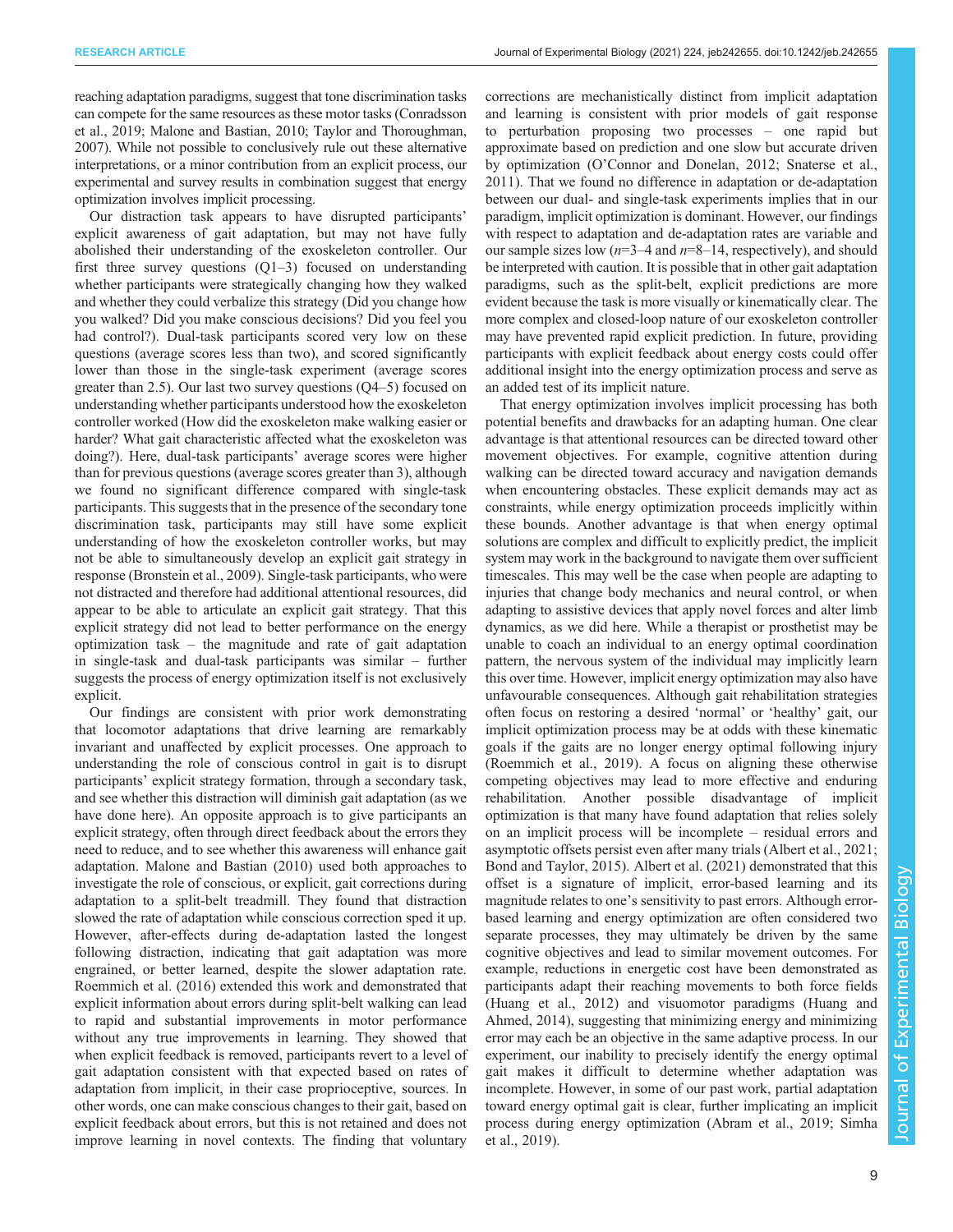reaching adaptation paradigms, suggest that tone discrimination tasks can compete for the same resources as these motor tasks (Conradsson et al., 2019; Malone and Bastian, 2010; Taylor and Thoroughman, 2007). While not possible to conclusively rule out these alternative interpretations, or a minor contribution from an explicit process, our experimental and survey results in combination suggest that energy optimization involves implicit processing.

Our distraction task appears to have disrupted participants' explicit awareness of gait adaptation, but may not have fully abolished their understanding of the exoskeleton controller. Our first three survey questions (Q1–3) focused on understanding whether participants were strategically changing how they walked and whether they could verbalize this strategy (Did you change how you walked? Did you make conscious decisions? Did you feel you had control?). Dual-task participants scored very low on these questions (average scores less than two), and scored significantly lower than those in the single-task experiment (average scores greater than 2.5). Our last two survey questions (Q4–5) focused on understanding whether participants understood how the exoskeleton controller worked (How did the exoskeleton make walking easier or harder? What gait characteristic affected what the exoskeleton was doing?). Here, dual-task participants' average scores were higher than for previous questions (average scores greater than 3), although we found no significant difference compared with single-task participants. This suggests that in the presence of the secondary tone discrimination task, participants may still have some explicit understanding of how the exoskeleton controller works, but may not be able to simultaneously develop an explicit gait strategy in response (Bronstein et al., 2009). Single-task participants, who were not distracted and therefore had additional attentional resources, did appear to be able to articulate an explicit gait strategy. That this explicit strategy did not lead to better performance on the energy optimization task – the magnitude and rate of gait adaptation in single-task and dual-task participants was similar – further suggests the process of energy optimization itself is not exclusively explicit.

Our findings are consistent with prior work demonstrating that locomotor adaptations that drive learning are remarkably invariant and unaffected by explicit processes. One approach to understanding the role of conscious control in gait is to disrupt participants' explicit strategy formation, through a secondary task, and see whether this distraction will diminish gait adaptation (as we have done here). An opposite approach is to give participants an explicit strategy, often through direct feedback about the errors they need to reduce, and to see whether this awareness will enhance gait adaptation. Malone and Bastian (2010) used both approaches to investigate the role of conscious, or explicit, gait corrections during adaptation to a split-belt treadmill. They found that distraction slowed the rate of adaptation while conscious correction sped it up. However, after-effects during de-adaptation lasted the longest following distraction, indicating that gait adaptation was more engrained, or better learned, despite the slower adaptation rate. Roemmich et al. (2016) extended this work and demonstrated that explicit information about errors during split-belt walking can lead to rapid and substantial improvements in motor performance without any true improvements in learning. They showed that when explicit feedback is removed, participants revert to a level of gait adaptation consistent with that expected based on rates of adaptation from implicit, in their case proprioceptive, sources. In other words, one can make conscious changes to their gait, based on explicit feedback about errors, but this is not retained and does not improve learning in novel contexts. The finding that voluntary corrections are mechanistically distinct from implicit adaptation and learning is consistent with prior models of gait response to perturbation proposing two processes – one rapid but approximate based on prediction and one slow but accurate driven by optimization (O'Connor and Donelan, 2012; Snaterse et al., 2011). That we found no difference in adaptation or de-adaptation between our dual- and single-task experiments implies that in our paradigm, implicit optimization is dominant. However, our findings with respect to adaptation and de-adaptation rates are variable and our sample sizes low ($n$=3–4 and $n$=8–14, respectively), and should be interpreted with caution. It is possible that in other gait adaptation paradigms, such as the split-belt, explicit predictions are more evident because the task is more visually or kinematically clear. The more complex and closed-loop nature of our exoskeleton controller may have prevented rapid explicit prediction. In future, providing participants with explicit feedback about energy costs could offer additional insight into the energy optimization process and serve as an added test of its implicit nature.

That energy optimization involves implicit processing has both potential benefits and drawbacks for an adapting human. One clear advantage is that attentional resources can be directed toward other movement objectives. For example, cognitive attention during walking can be directed toward accuracy and navigation demands when encountering obstacles. These explicit demands may act as constraints, while energy optimization proceeds implicitly within these bounds. Another advantage is that when energy optimal solutions are complex and difficult to explicitly predict, the implicit system may work in the background to navigate them over sufficient timescales. This may well be the case when people are adapting to injuries that change body mechanics and neural control, or when adapting to assistive devices that apply novel forces and alter limb dynamics, as we did here. While a therapist or prosthetist may be unable to coach an individual to an energy optimal coordination pattern, the nervous system of the individual may implicitly learn this over time. However, implicit energy optimization may also have unfavourable consequences. Although gait rehabilitation strategies often focus on restoring a desired 'normal' or 'healthy' gait, our implicit optimization process may be at odds with these kinematic goals if the gaits are no longer energy optimal following injury (Roemmich et al., 2019). A focus on aligning these otherwise competing objectives may lead to more effective and enduring rehabilitation. Another possible disadvantage of implicit optimization is that many have found adaptation that relies solely on an implicit process will be incomplete – residual errors and asymptotic offsets persist even after many trials (Albert et al., 2021; Bond and Taylor, 2015). Albert et al. (2021) demonstrated that this offset is a signature of implicit, error-based learning and its magnitude relates to one's sensitivity to past errors. Although error-based learning and energy optimization are often considered two separate processes, they may ultimately be driven by the same cognitive objectives and lead to similar movement outcomes. For example, reductions in energetic cost have been demonstrated as participants adapt their reaching movements to both force fields (Huang et al., 2012) and visuomotor paradigms (Huang and Ahmed, 2014), suggesting that minimizing energy and minimizing error may each be an objective in the same adaptive process. In our experiment, our inability to precisely identify the energy optimal gait makes it difficult to determine whether adaptation was incomplete. However, in some of our past work, partial adaptation toward energy optimal gait is clear, further implicating an implicit process during energy optimization (Abram et al., 2019; Simha et al., 2019).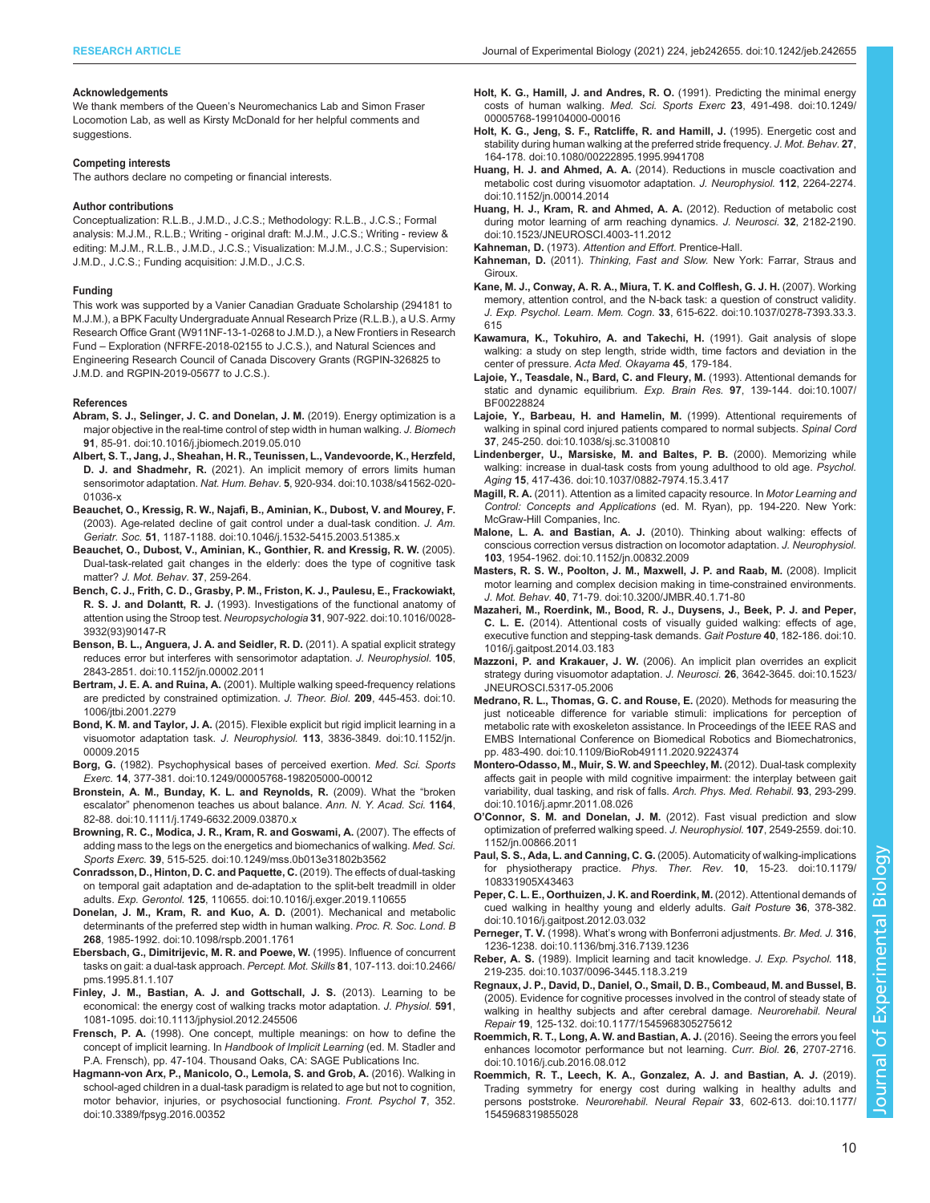#### Acknowledgements

We thank members of the Queen's Neuromechanics Lab and Simon Fraser Locomotion Lab, as well as Kirsty McDonald for her helpful comments and suggestions.

#### Competing interests

The authors declare no competing or financial interests.

#### Author contributions

Conceptualization: R.L.B., J.M.D., J.C.S.; Methodology: R.L.B., J.C.S.; Formal analysis: M.J.M., R.L.B.; Writing - original draft: M.J.M., J.C.S.; Writing - review & editing: M.J.M., R.L.B., J.M.D., J.C.S.; Visualization: M.J.M., J.C.S.; Supervision: J.M.D., J.C.S.; Funding acquisition: J.M.D., J.C.S.

#### Funding

This work was supported by a Vanier Canadian Graduate Scholarship (294181 to M.J.M.), a BPK Faculty Undergraduate Annual Research Prize (R.L.B.), a U.S. Army Research Office Grant (W911NF-13-1-0268 to J.M.D.), a New Frontiers in Research Fund – Exploration (NFRFE-2018-02155 to J.C.S.), and Natural Sciences and Engineering Research Council of Canada Discovery Grants (RGPIN-326825 to J.M.D. and RGPIN-2019-05677 to J.C.S.).

#### References

**Abram, S. J., Selinger, J. C. and Donelan, J. M.** (2019). Energy optimization is a major objective in the real-time control of step width in human walking. *J. Biomech* **91**, 85-91. doi:10.1016/j.jbiomech.2019.05.010

**Albert, S. T., Jang, J., Sheahan, H. R., Teunissen, L., Vandevoorde, K., Herzfeld, D. J. and Shadmehr, R.** (2021). An implicit memory of errors limits human sensorimotor adaptation. *Nat. Hum. Behav.* **5**, 920-934. doi:10.1038/s41562-020-01036-x

**Beauchet, O., Kressig, R. W., Najafi, B., Aminian, K., Dubost, V. and Mourey, F.** (2003). Age-related decline of gait control under a dual-task condition. *J. Am. Geriatr. Soc.* **51**, 1187-1188. doi:10.1046/j.1532-5415.2003.51385.x

**Beauchet, O., Dubost, V., Aminian, K., Gonthier, R. and Kressig, R. W.** (2005). Dual-task-related gait changes in the elderly: does the type of cognitive task matter? *J. Mot. Behav.* **37**, 259-264.

**Bench, C. J., Frith, C. D., Grasby, P. M., Friston, K. J., Paulesu, E., Frackowiakt, R. S. J. and Dolantt, R. J.** (1993). Investigations of the functional anatomy of attention using the Stroop test. *Neuropsychologia* **31**, 907-922. doi:10.1016/0028-3932(93)90147-R

**Benson, B. L., Anguera, J. A. and Seidler, R. D.** (2011). A spatial explicit strategy reduces error but interferes with sensorimotor adaptation. *J. Neurophysiol.* **105**, 2843-2851. doi:10.1152/jn.00002.2011

**Bertram, J. E. A. and Ruina, A.** (2001). Multiple walking speed-frequency relations are predicted by constrained optimization. *J. Theor. Biol.* **209**, 445-453. doi:10.1006/jtbi.2001.2279

**Bond, K. M. and Taylor, J. A.** (2015). Flexible explicit but rigid implicit learning in a visuomotor adaptation task. *J. Neurophysiol.* **113**, 3836-3849. doi:10.1152/jn.00009.2015

**Borg, G.** (1982). Psychophysical bases of perceived exertion. *Med. Sci. Sports Exerc.* **14**, 377-381. doi:10.1249/00005768-198205000-00012

**Bronstein, A. M., Bunday, K. L. and Reynolds, R.** (2009). What the "broken escalator" phenomenon teaches us about balance. *Ann. N. Y. Acad. Sci.* **1164**, 82-88. doi:10.1111/j.1749-6632.2009.03870.x

**Browning, R. C., Modica, J. R., Kram, R. and Goswami, A.** (2007). The effects of adding mass to the legs on the energetics and biomechanics of walking. *Med. Sci. Sports Exerc.* **39**, 515-525. doi:10.1249/mss.0b013e31802b3562

**Conradsson, D., Hinton, D. C. and Paquette, C.** (2019). The effects of dual-tasking on temporal gait adaptation and de-adaptation to the split-belt treadmill in older adults. *Exp. Gerontol.* **125**, 110655. doi:10.1016/j.exger.2019.110655

**Donelan, J. M., Kram, R. and Kuo, A. D.** (2001). Mechanical and metabolic determinants of the preferred step width in human walking. *Proc. R. Soc. Lond. B* **268**, 1985-1992. doi:10.1098/rspb.2001.1761

**Ebersbach, G., Dimitrijevic, M. R. and Poewe, W.** (1995). Influence of concurrent tasks on gait: a dual-task approach. *Percept. Mot. Skills* **81**, 107-113. doi:10.2466/pms.1995.81.1.107

**Finley, J. M., Bastian, A. J. and Gottschall, J. S.** (2013). Learning to be economical: the energy cost of walking tracks motor adaptation. *J. Physiol.* **591**, 1081-1095. doi:10.1113/jphysiol.2012.245506

**Frensch, P. A.** (1998). One concept, multiple meanings: on how to define the concept of implicit learning. In *Handbook of Implicit Learning* (ed. M. Stadler and P.A. Frensch), pp. 47-104. Thousand Oaks, CA: SAGE Publications Inc.

**Hagmann-von Arx, P., Manicolo, O., Lemola, S. and Grob, A.** (2016). Walking in school-aged children in a dual-task paradigm is related to age but not to cognition, motor behavior, injuries, or psychosocial functioning. *Front. Psychol* **7**, 352. doi:10.3389/fpsyg.2016.00352

**Holt, K. G., Hamill, J. and Andres, R. O.** (1991). Predicting the minimal energy costs of human walking. *Med. Sci. Sports Exerc* **23**, 491-498. doi:10.1249/00005768-199104000-00016

**Holt, K. G., Jeng, S. F., Ratcliffe, R. and Hamill, J.** (1995). Energetic cost and stability during human walking at the preferred stride frequency. *J. Mot. Behav.* **27**, 164-178. doi:10.1080/00222895.1995.9941708

**Huang, H. J. and Ahmed, A. A.** (2014). Reductions in muscle coactivation and metabolic cost during visuomotor adaptation. *J. Neurophysiol.* **112**, 2264-2274. doi:10.1152/jn.00014.2014

**Huang, H. J., Kram, R. and Ahmed, A. A.** (2012). Reduction of metabolic cost during motor learning of arm reaching dynamics. *J. Neurosci.* **32**, 2182-2190. doi:10.1523/JNEUROSCI.4003-11.2012

**Kahneman, D.** (1973). *Attention and Effort.* Prentice-Hall.

**Kahneman, D.** (2011). *Thinking, Fast and Slow.* New York: Farrar, Straus and Giroux.

**Kane, M. J., Conway, A. R. A., Miura, T. K. and Colflesh, G. J. H.** (2007). Working memory, attention control, and the N-back task: a question of construct validity. *J. Exp. Psychol. Learn. Mem. Cogn.* **33**, 615-622. doi:10.1037/0278-7393.33.3.615

**Kawamura, K., Tokuhiro, A. and Takechi, H.** (1991). Gait analysis of slope walking: a study on step length, stride width, time factors and deviation in the center of pressure. *Acta Med. Okayama* **45**, 179-184.

**Lajoie, Y., Teasdale, N., Bard, C. and Fleury, M.** (1993). Attentional demands for static and dynamic equilibrium. *Exp. Brain Res.* **97**, 139-144. doi:10.1007/BF00228824

**Lajoie, Y., Barbeau, H. and Hamelin, M.** (1999). Attentional requirements of walking in spinal cord injured patients compared to normal subjects. *Spinal Cord* **37**, 245-250. doi:10.1038/sj.sc.3100810

**Lindenberger, U., Marsiske, M. and Baltes, P. B.** (2000). Memorizing while walking: increase in dual-task costs from young adulthood to old age. *Psychol. Aging* **15**, 417-436. doi:10.1037/0882-7974.15.3.417

**Magill, R. A.** (2011). Attention as a limited capacity resource. In *Motor Learning and Control: Concepts and Applications* (ed. M. Ryan), pp. 194-220. New York: McGraw-Hill Companies, Inc.

**Malone, L. A. and Bastian, A. J.** (2010). Thinking about walking: effects of conscious correction versus distraction on locomotor adaptation. *J. Neurophysiol.* **103**, 1954-1962. doi:10.1152/jn.00832.2009

**Masters, R. S. W., Poolton, J. M., Maxwell, J. P. and Raab, M.** (2008). Implicit motor learning and complex decision making in time-constrained environments. *J. Mot. Behav.* **40**, 71-79. doi:10.3200/JMBR.40.1.71-80

**Mazaheri, M., Roerdink, M., Bood, R. J., Duysens, J., Beek, P. J. and Peper, C. L. E.** (2014). Attentional costs of visually guided walking: effects of age, executive function and stepping-task demands. *Gait Posture* **40**, 182-186. doi:10.1016/j.gaitpost.2014.03.183

**Mazzoni, P. and Krakauer, J. W.** (2006). An implicit plan overrides an explicit strategy during visuomotor adaptation. *J. Neurosci.* **26**, 3642-3645. doi:10.1523/JNEUROSCI.5317-05.2006

**Medrano, R. L., Thomas, G. C. and Rouse, E.** (2020). Methods for measuring the just noticeable difference for variable stimuli: implications for perception of metabolic rate with exoskeleton assistance. In Proceedings of the IEEE RAS and EMBS International Conference on Biomedical Robotics and Biomechatronics, pp. 483-490. doi:10.1109/BioRob49111.2020.9224374

**Montero-Odasso, M., Muir, S. W. and Speechley, M.** (2012). Dual-task complexity affects gait in people with mild cognitive impairment: the interplay between gait variability, dual tasking, and risk of falls. *Arch. Phys. Med. Rehabil.* **93**, 293-299. doi:10.1016/j.apmr.2011.08.026

**O'Connor, S. M. and Donelan, J. M.** (2012). Fast visual prediction and slow optimization of preferred walking speed. *J. Neurophysiol.* **107**, 2549-2559. doi:10.1152/jn.00866.2011

**Paul, S. S., Ada, L. and Canning, C. G.** (2005). Automaticity of walking-implications for physiotherapy practice. *Phys. Ther. Rev.* **10**, 15-23. doi:10.1179/108331905X43463

**Peper, C. L. E., Oorthuizen, J. K. and Roerdink, M.** (2012). Attentional demands of cued walking in healthy young and elderly adults. *Gait Posture* **36**, 378-382. doi:10.1016/j.gaitpost.2012.03.032

**Perneger, T. V.** (1998). What's wrong with Bonferroni adjustments. *Br. Med. J.* **316**, 1236-1238. doi:10.1136/bmj.316.7139.1236

**Reber, A. S.** (1989). Implicit learning and tacit knowledge. *J. Exp. Psychol.* **118**, 219-235. doi:10.1037/0096-3445.118.3.219

**Regnaux, J. P., David, D., Daniel, O., Smail, D. B., Combeaud, M. and Bussel, B.** (2005). Evidence for cognitive processes involved in the control of steady state of walking in healthy subjects and after cerebral damage. *Neurorehabil. Neural Repair* **19**, 125-132. doi:10.1177/1545968305275612

**Roemmich, R. T., Long, A. W. and Bastian, A. J.** (2016). Seeing the errors you feel enhances locomotor performance but not learning. *Curr. Biol.* **26**, 2707-2716. doi:10.1016/j.cub.2016.08.012

**Roemmich, R. T., Leech, K. A., Gonzalez, A. J. and Bastian, A. J.** (2019). Trading symmetry for energy cost during walking in healthy adults and persons poststroke. *Neurorehabil. Neural Repair* **33**, 602-613. doi:10.1177/1545968319855028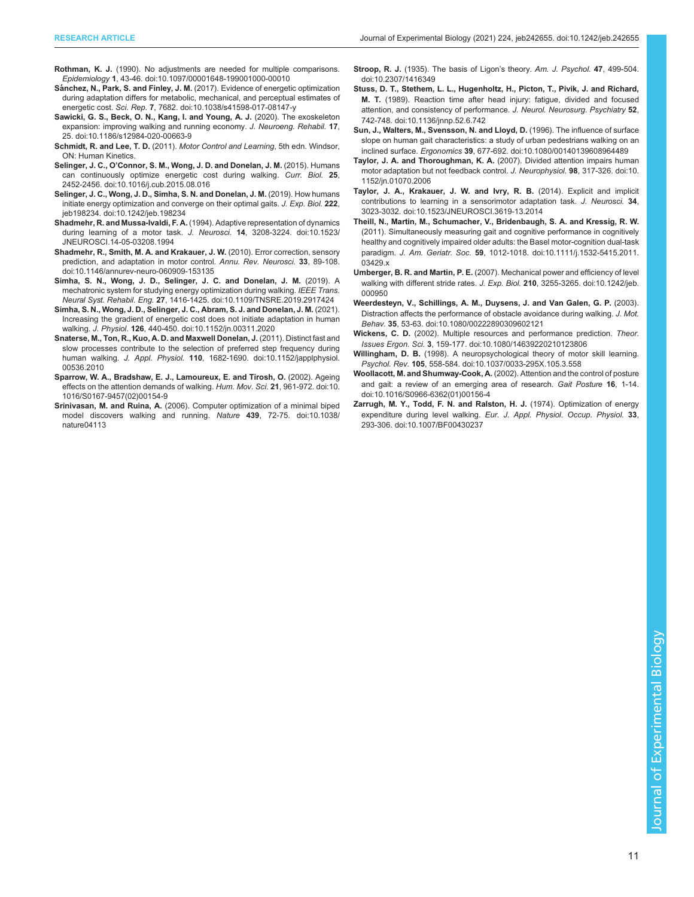**Rothman, K. J.** (1990). No adjustments are needed for multiple comparisons. *Epidemiology* **1**, 43-46. doi:10.1097/00001648-199001000-00010

**Sánchez, N., Park, S. and Finley, J. M.** (2017). Evidence of energetic optimization during adaptation differs for metabolic, mechanical, and perceptual estimates of energetic cost. *Sci. Rep.* **7**, 7682. doi:10.1038/s41598-017-08147-y

**Sawicki, G. S., Beck, O. N., Kang, I. and Young, A. J.** (2020). The exoskeleton expansion: improving walking and running economy. *J. Neuroeng. Rehabil.* **17**, 25. doi:10.1186/s12984-020-00663-9

**Schmidt, R. and Lee, T. D.** (2011). *Motor Control and Learning*, 5th edn. Windsor, ON: Human Kinetics.

**Selinger, J. C., O'Connor, S. M., Wong, J. D. and Donelan, J. M.** (2015). Humans can continuously optimize energetic cost during walking. *Curr. Biol.* **25**, 2452-2456. doi:10.1016/j.cub.2015.08.016

**Selinger, J. C., Wong, J. D., Simha, S. N. and Donelan, J. M.** (2019). How humans initiate energy optimization and converge on their optimal gaits. *J. Exp. Biol.* **222**, jeb198234. doi:10.1242/jeb.198234

**Shadmehr, R. and Mussa-Ivaldi, F. A.** (1994). Adaptive representation of dynamics during learning of a motor task. *J. Neurosci.* **14**, 3208-3224. doi:10.1523/JNEUROSCI.14-05-03208.1994

**Shadmehr, R., Smith, M. A. and Krakauer, J. W.** (2010). Error correction, sensory prediction, and adaptation in motor control. *Annu. Rev. Neurosci.* **33**, 89-108. doi:10.1146/annurev-neuro-060909-153135

**Simha, S. N., Wong, J. D., Selinger, J. C. and Donelan, J. M.** (2019). A mechatronic system for studying energy optimization during walking. *IEEE Trans. Neural Syst. Rehabil. Eng.* **27**, 1416-1425. doi:10.1109/TNSRE.2019.2917424

**Simha, S. N., Wong, J. D., Selinger, J. C., Abram, S. J. and Donelan, J. M.** (2021). Increasing the gradient of energetic cost does not initiate adaptation in human walking. *J. Physiol.* **126**, 440-450. doi:10.1152/jn.00311.2020

**Snaterse, M., Ton, R., Kuo, A. D. and Maxwell Donelan, J.** (2011). Distinct fast and slow processes contribute to the selection of preferred step frequency during human walking. *J. Appl. Physiol.* **110**, 1682-1690. doi:10.1152/japplphysiol.00536.2010

**Sparrow, W. A., Bradshaw, E. J., Lamoureux, E. and Tirosh, O.** (2002). Ageing effects on the attention demands of walking. *Hum. Mov. Sci.* **21**, 961-972. doi:10.1016/S0167-9457(02)00154-9

**Srinivasan, M. and Ruina, A.** (2006). Computer optimization of a minimal biped model discovers walking and running. *Nature* **439**, 72-75. doi:10.1038/nature04113

**Stroop, R. J.** (1935). The basis of Ligon's theory. *Am. J. Psychol.* **47**, 499-504. doi:10.2307/1416349

**Stuss, D. T., Stethem, L. L., Hugenholtz, H., Picton, T., Pivik, J. and Richard, M. T.** (1989). Reaction time after head injury: fatigue, divided and focused attention, and consistency of performance. *J. Neurol. Neurosurg. Psychiatry* **52**, 742-748. doi:10.1136/jnnp.52.6.742

**Sun, J., Walters, M., Svensson, N. and Lloyd, D.** (1996). The influence of surface slope on human gait characteristics: a study of urban pedestrians walking on an inclined surface. *Ergonomics* **39**, 677-692. doi:10.1080/00140139608964489

**Taylor, J. A. and Thoroughman, K. A.** (2007). Divided attention impairs human motor adaptation but not feedback control. *J. Neurophysiol.* **98**, 317-326. doi:10.1152/jn.01070.2006

**Taylor, J. A., Krakauer, J. W. and Ivry, R. B.** (2014). Explicit and implicit contributions to learning in a sensorimotor adaptation task. *J. Neurosci.* **34**, 3023-3032. doi:10.1523/JNEUROSCI.3619-13.2014

**Theill, N., Martin, M., Schumacher, V., Bridenbaugh, S. A. and Kressig, R. W.** (2011). Simultaneously measuring gait and cognitive performance in cognitively healthy and cognitively impaired older adults: the Basel motor-cognition dual-task paradigm. *J. Am. Geriatr. Soc.* **59**, 1012-1018. doi:10.1111/j.1532-5415.2011.03429.x

**Umberger, B. R. and Martin, P. E.** (2007). Mechanical power and efficiency of level walking with different stride rates. *J. Exp. Biol.* **210**, 3255-3265. doi:10.1242/jeb.000950

**Weerdesteyn, V., Schillings, A. M., Duysens, J. and Van Galen, G. P.** (2003). Distraction affects the performance of obstacle avoidance during walking. *J. Mot. Behav.* **35**, 53-63. doi:10.1080/00222890309602121

**Wickens, C. D.** (2002). Multiple resources and performance prediction. *Theor. Issues Ergon. Sci.* **3**, 159-177. doi:10.1080/14639220210123806

**Willingham, D. B.** (1998). A neuropsychological theory of motor skill learning. *Psychol. Rev.* **105**, 558-584. doi:10.1037/0033-295X.105.3.558

**Woollacott, M. and Shumway-Cook, A.** (2002). Attention and the control of posture and gait: a review of an emerging area of research. *Gait Posture* **16**, 1-14. doi:10.1016/S0966-6362(01)00156-4

**Zarrugh, M. Y., Todd, F. N. and Ralston, H. J.** (1974). Optimization of energy expenditure during level walking. *Eur. J. Appl. Physiol. Occup. Physiol.* **33**, 293-306. doi:10.1007/BF00430237